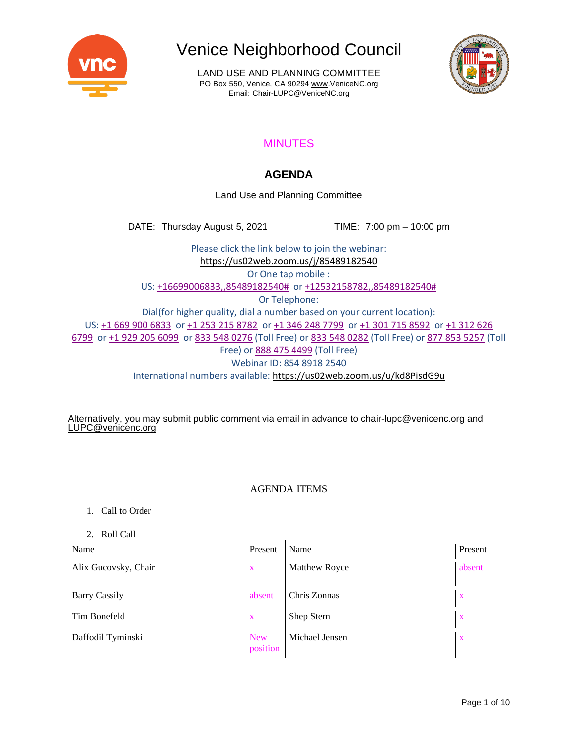# Venice Neighborhood Council

LAND USE AND PLANNING COMMITTEE
PO Box 550, Venice, CA 90294 www.VeniceNC.org
Email: Chair-LUPC@VeniceNC.org

MINUTES

## AGENDA

Land Use and Planning Committee

DATE: Thursday August 5, 2021 TIME: 7:00 pm – 10:00 pm

Please click the link below to join the webinar:
https://us02web.zoom.us/j/85489182540
Or One tap mobile :
US: +16699006833,,85489182540# or +12532158782,,85489182540#
Or Telephone:
Dial(for higher quality, dial a number based on your current location):
US: +1 669 900 6833 or +1 253 215 8782 or +1 346 248 7799 or +1 301 715 8592 or +1 312 626 6799 or +1 929 205 6099 or 833 548 0276 (Toll Free) or 833 548 0282 (Toll Free) or 877 853 5257 (Toll Free) or 888 475 4499 (Toll Free)
Webinar ID: 854 8918 2540
International numbers available: https://us02web.zoom.us/u/kd8PisdG9u

Alternatively, you may submit public comment via email in advance to chair-lupc@venicenc.org and LUPC@venicenc.org

---

AGENDA ITEMS

1. Call to Order

2. Roll Call

| Name | Present | Name | Present |
|---|---|---|---|
| Alix Gucovsky, Chair | x | Matthew Royce | absent |
| Barry Cassily | absent | Chris Zonnas | x |
| Tim Bonefeld | x | Shep Stern | x |
| Daffodil Tyminski | New position | Michael Jensen | x |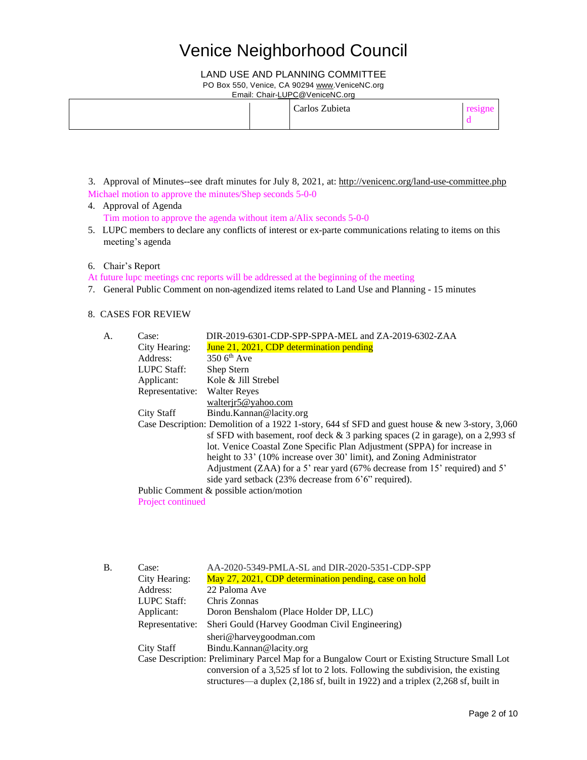# Venice Neighborhood Council

LAND USE AND PLANNING COMMITTEE

PO Box 550, Venice, CA 90294 www.VeniceNC.org

Email: Chair-LUPC@VeniceNC.org

| | | | |
|---|---|---|---|
| | | Carlos Zubieta | resigned |

3. Approval of Minutes--see draft minutes for July 8, 2021, at: http://venicenc.org/land-use-committee.php

   Michael motion to approve the minutes/Shep seconds 5-0-0

4. Approval of Agenda

   Tim motion to approve the agenda without item a/Alix seconds 5-0-0

5. LUPC members to declare any conflicts of interest or ex-parte communications relating to items on this meeting's agenda

6. Chair's Report

   At future lupc meetings cnc reports will be addressed at the beginning of the meeting

7. General Public Comment on non-agendized items related to Land Use and Planning - 15 minutes

8. CASES FOR REVIEW

A.
- Case: DIR-2019-6301-CDP-SPP-SPPA-MEL and ZA-2019-6302-ZAA
- City Hearing: June 21, 2021, CDP determination pending
- Address: 350 6th Ave
- LUPC Staff: Shep Stern
- Applicant: Kole & Jill Strebel
- Representative: Walter Reyes, walterjr5@yahoo.com
- City Staff: Bindu.Kannan@lacity.org
- Case Description: Demolition of a 1922 1-story, 644 sf SFD and guest house & new 3-story, 3,060 sf SFD with basement, roof deck & 3 parking spaces (2 in garage), on a 2,993 sf lot. Venice Coastal Zone Specific Plan Adjustment (SPPA) for increase in height to 33' (10% increase over 30' limit), and Zoning Administrator Adjustment (ZAA) for a 5' rear yard (67% decrease from 15' required) and 5' side yard setback (23% decrease from 6'6" required).

Public Comment & possible action/motion

Project continued

B.
- Case: AA-2020-5349-PMLA-SL and DIR-2020-5351-CDP-SPP
- City Hearing: May 27, 2021, CDP determination pending, case on hold
- Address: 22 Paloma Ave
- LUPC Staff: Chris Zonnas
- Applicant: Doron Benshalom (Place Holder DP, LLC)
- Representative: Sheri Gould (Harvey Goodman Civil Engineering), sheri@harveygoodman.com
- City Staff: Bindu.Kannan@lacity.org
- Case Description: Preliminary Parcel Map for a Bungalow Court or Existing Structure Small Lot conversion of a 3,525 sf lot to 2 lots. Following the subdivision, the existing structures—a duplex (2,186 sf, built in 1922) and a triplex (2,268 sf, built in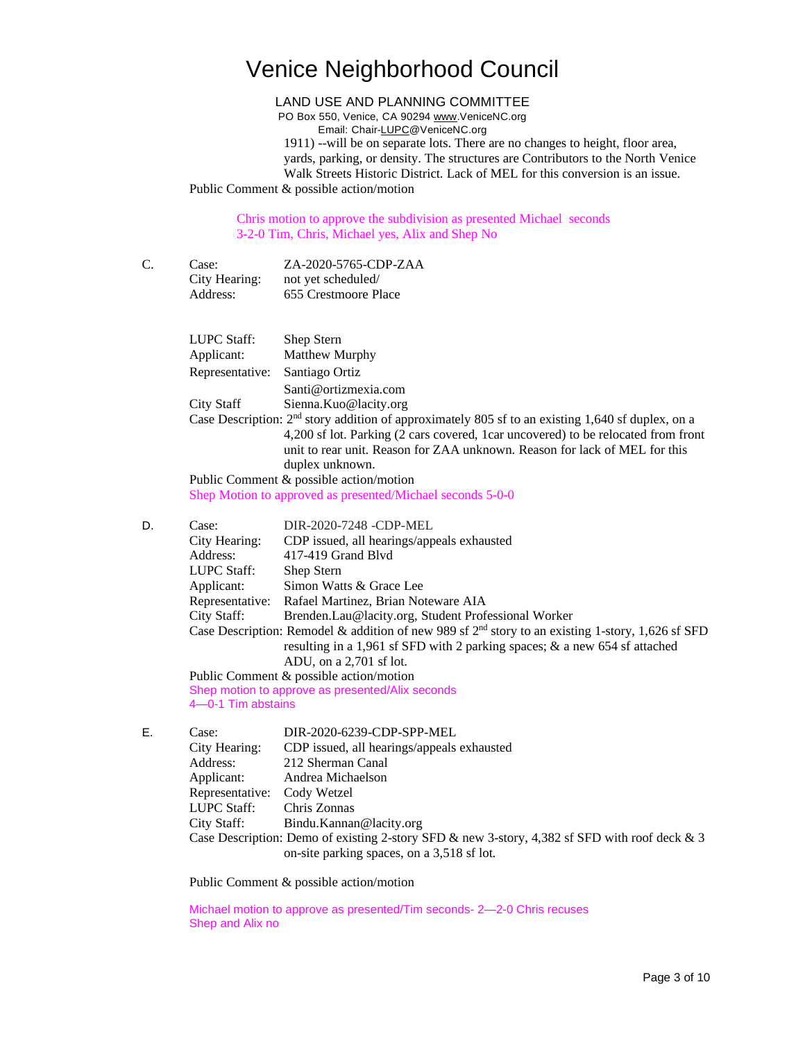# Venice Neighborhood Council

LAND USE AND PLANNING COMMITTEE
PO Box 550, Venice, CA 90294 www.VeniceNC.org
Email: Chair-LUPC@VeniceNC.org

1911) --will be on separate lots. There are no changes to height, floor area, yards, parking, or density. The structures are Contributors to the North Venice Walk Streets Historic District. Lack of MEL for this conversion is an issue.

Public Comment & possible action/motion

Chris motion to approve the subdivision as presented Michael seconds
3-2-0 Tim, Chris, Michael yes, Alix and Shep No

C. Case: ZA-2020-5765-CDP-ZAA
City Hearing: not yet scheduled/
Address: 655 Crestmoore Place

LUPC Staff: Shep Stern
Applicant: Matthew Murphy
Representative: Santiago Ortiz
Santi@ortizmexia.com
City Staff Sienna.Kuo@lacity.org
Case Description: 2nd story addition of approximately 805 sf to an existing 1,640 sf duplex, on a 4,200 sf lot. Parking (2 cars covered, 1car uncovered) to be relocated from front unit to rear unit. Reason for ZAA unknown. Reason for lack of MEL for this duplex unknown.
Public Comment & possible action/motion
Shep Motion to approved as presented/Michael seconds 5-0-0

D. Case: DIR-2020-7248 -CDP-MEL
City Hearing: CDP issued, all hearings/appeals exhausted
Address: 417-419 Grand Blvd
LUPC Staff: Shep Stern
Applicant: Simon Watts & Grace Lee
Representative: Rafael Martinez, Brian Noteware AIA
City Staff: Brenden.Lau@lacity.org, Student Professional Worker
Case Description: Remodel & addition of new 989 sf 2nd story to an existing 1-story, 1,626 sf SFD resulting in a 1,961 sf SFD with 2 parking spaces; & a new 654 sf attached ADU, on a 2,701 sf lot.
Public Comment & possible action/motion
Shep motion to approve as presented/Alix seconds
4—0-1 Tim abstains

E. Case: DIR-2020-6239-CDP-SPP-MEL
City Hearing: CDP issued, all hearings/appeals exhausted
Address: 212 Sherman Canal
Applicant: Andrea Michaelson
Representative: Cody Wetzel
LUPC Staff: Chris Zonnas
City Staff: Bindu.Kannan@lacity.org
Case Description: Demo of existing 2-story SFD & new 3-story, 4,382 sf SFD with roof deck & 3 on-site parking spaces, on a 3,518 sf lot.

Public Comment & possible action/motion

Michael motion to approve as presented/Tim seconds- 2—2-0 Chris recuses
Shep and Alix no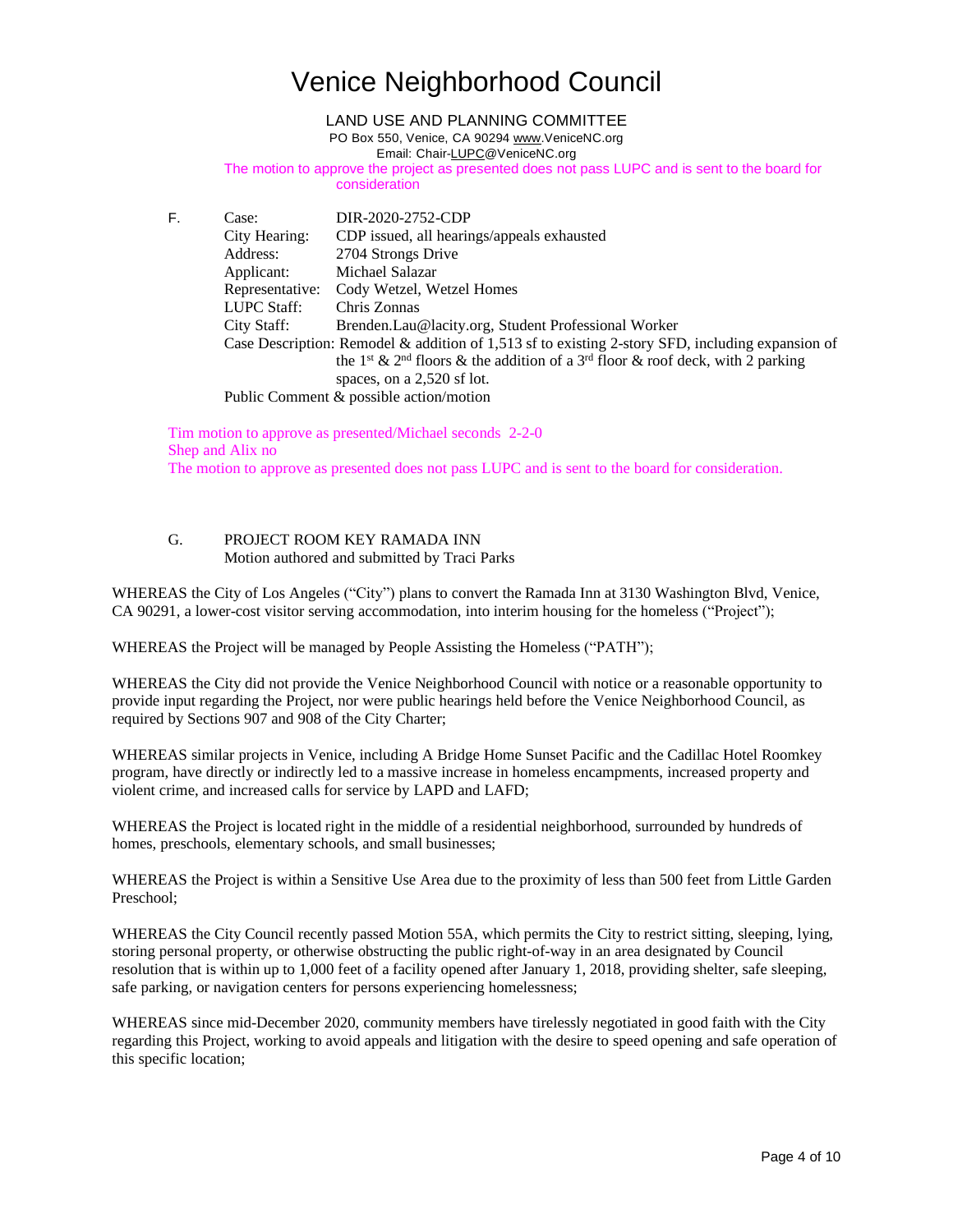# Venice Neighborhood Council

LAND USE AND PLANNING COMMITTEE

PO Box 550, Venice, CA 90294 www.VeniceNC.org

Email: Chair-LUPC@VeniceNC.org

The motion to approve the project as presented does not pass LUPC and is sent to the board for consideration

F.

| | |
|---|---|
| Case: | DIR-2020-2752-CDP |
| City Hearing: | CDP issued, all hearings/appeals exhausted |
| Address: | 2704 Strongs Drive |
| Applicant: | Michael Salazar |
| Representative: | Cody Wetzel, Wetzel Homes |
| LUPC Staff: | Chris Zonnas |
| City Staff: | Brenden.Lau@lacity.org, Student Professional Worker |
| Case Description: | Remodel & addition of 1,513 sf to existing 2-story SFD, including expansion of the 1st & 2nd floors & the addition of a 3rd floor & roof deck, with 2 parking spaces, on a 2,520 sf lot. |

Public Comment & possible action/motion

Tim motion to approve as presented/Michael seconds 2-2-0

Shep and Alix no

The motion to approve as presented does not pass LUPC and is sent to the board for consideration.

G. PROJECT ROOM KEY RAMADA INN

Motion authored and submitted by Traci Parks

WHEREAS the City of Los Angeles ("City") plans to convert the Ramada Inn at 3130 Washington Blvd, Venice, CA 90291, a lower-cost visitor serving accommodation, into interim housing for the homeless ("Project");

WHEREAS the Project will be managed by People Assisting the Homeless ("PATH");

WHEREAS the City did not provide the Venice Neighborhood Council with notice or a reasonable opportunity to provide input regarding the Project, nor were public hearings held before the Venice Neighborhood Council, as required by Sections 907 and 908 of the City Charter;

WHEREAS similar projects in Venice, including A Bridge Home Sunset Pacific and the Cadillac Hotel Roomkey program, have directly or indirectly led to a massive increase in homeless encampments, increased property and violent crime, and increased calls for service by LAPD and LAFD;

WHEREAS the Project is located right in the middle of a residential neighborhood, surrounded by hundreds of homes, preschools, elementary schools, and small businesses;

WHEREAS the Project is within a Sensitive Use Area due to the proximity of less than 500 feet from Little Garden Preschool;

WHEREAS the City Council recently passed Motion 55A, which permits the City to restrict sitting, sleeping, lying, storing personal property, or otherwise obstructing the public right-of-way in an area designated by Council resolution that is within up to 1,000 feet of a facility opened after January 1, 2018, providing shelter, safe sleeping, safe parking, or navigation centers for persons experiencing homelessness;

WHEREAS since mid-December 2020, community members have tirelessly negotiated in good faith with the City regarding this Project, working to avoid appeals and litigation with the desire to speed opening and safe operation of this specific location;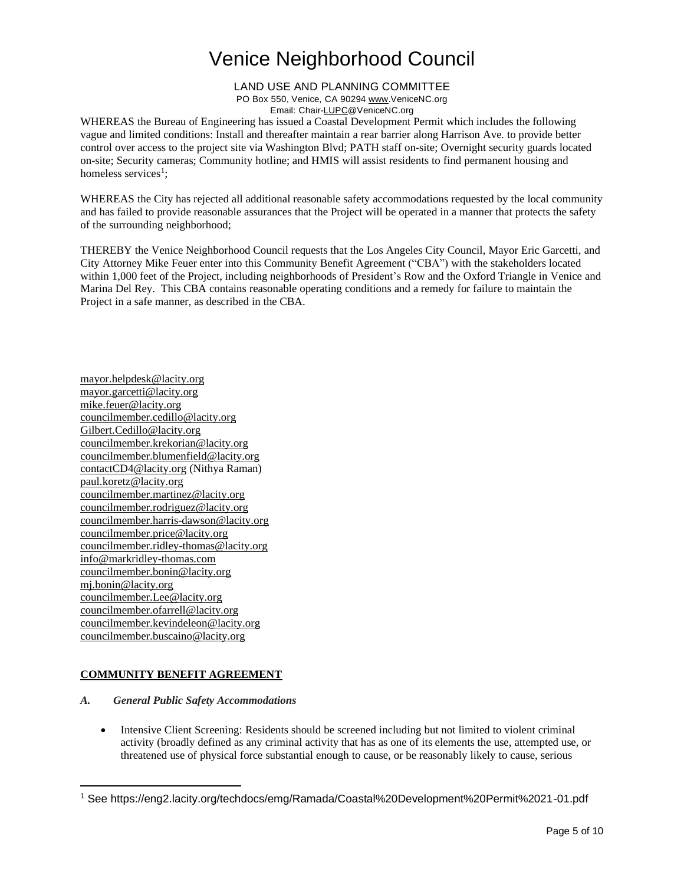# Venice Neighborhood Council

LAND USE AND PLANNING COMMITTEE
PO Box 550, Venice, CA 90294 www.VeniceNC.org
Email: Chair-LUPC@VeniceNC.org

WHEREAS the Bureau of Engineering has issued a Coastal Development Permit which includes the following vague and limited conditions: Install and thereafter maintain a rear barrier along Harrison Ave. to provide better control over access to the project site via Washington Blvd; PATH staff on-site; Overnight security guards located on-site; Security cameras; Community hotline; and HMIS will assist residents to find permanent housing and homeless services[1];

WHEREAS the City has rejected all additional reasonable safety accommodations requested by the local community and has failed to provide reasonable assurances that the Project will be operated in a manner that protects the safety of the surrounding neighborhood;

THEREBY the Venice Neighborhood Council requests that the Los Angeles City Council, Mayor Eric Garcetti, and City Attorney Mike Feuer enter into this Community Benefit Agreement ("CBA") with the stakeholders located within 1,000 feet of the Project, including neighborhoods of President's Row and the Oxford Triangle in Venice and Marina Del Rey. This CBA contains reasonable operating conditions and a remedy for failure to maintain the Project in a safe manner, as described in the CBA.

mayor.helpdesk@lacity.org
mayor.garcetti@lacity.org
mike.feuer@lacity.org
councilmember.cedillo@lacity.org
Gilbert.Cedillo@lacity.org
councilmember.krekorian@lacity.org
councilmember.blumenfield@lacity.org
contactCD4@lacity.org (Nithya Raman)
paul.koretz@lacity.org
councilmember.martinez@lacity.org
councilmember.rodriguez@lacity.org
councilmember.harris-dawson@lacity.org
councilmember.price@lacity.org
councilmember.ridley-thomas@lacity.org
info@markridley-thomas.com
councilmember.bonin@lacity.org
mj.bonin@lacity.org
councilmember.Lee@lacity.org
councilmember.ofarrell@lacity.org
councilmember.kevindeleon@lacity.org
councilmember.buscaino@lacity.org

**COMMUNITY BENEFIT AGREEMENT**

*A. General Public Safety Accommodations*

- Intensive Client Screening: Residents should be screened including but not limited to violent criminal activity (broadly defined as any criminal activity that has as one of its elements the use, attempted use, or threatened use of physical force substantial enough to cause, or be reasonably likely to cause, serious

[1] See https://eng2.lacity.org/techdocs/emg/Ramada/Coastal%20Development%20Permit%2021-01.pdf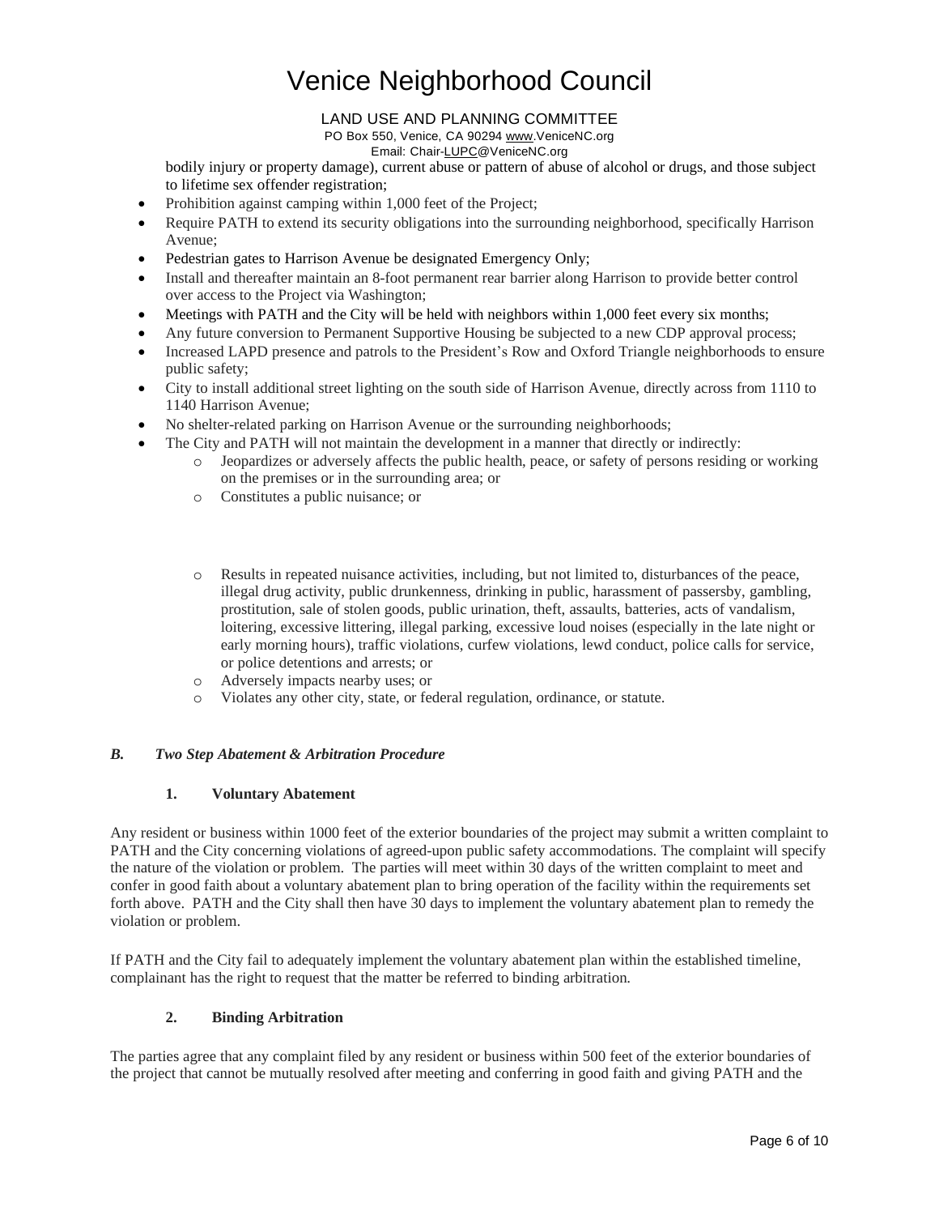bodily injury or property damage), current abuse or pattern of abuse of alcohol or drugs, and those subject to lifetime sex offender registration;

- Prohibition against camping within 1,000 feet of the Project;
- Require PATH to extend its security obligations into the surrounding neighborhood, specifically Harrison Avenue;
- Pedestrian gates to Harrison Avenue be designated Emergency Only;
- Install and thereafter maintain an 8-foot permanent rear barrier along Harrison to provide better control over access to the Project via Washington;
- Meetings with PATH and the City will be held with neighbors within 1,000 feet every six months;
- Any future conversion to Permanent Supportive Housing be subjected to a new CDP approval process;
- Increased LAPD presence and patrols to the President's Row and Oxford Triangle neighborhoods to ensure public safety;
- City to install additional street lighting on the south side of Harrison Avenue, directly across from 1110 to 1140 Harrison Avenue;
- No shelter-related parking on Harrison Avenue or the surrounding neighborhoods;
- The City and PATH will not maintain the development in a manner that directly or indirectly:
  - Jeopardizes or adversely affects the public health, peace, or safety of persons residing or working on the premises or in the surrounding area; or
  - Constitutes a public nuisance; or
  - Results in repeated nuisance activities, including, but not limited to, disturbances of the peace, illegal drug activity, public drunkenness, drinking in public, harassment of passersby, gambling, prostitution, sale of stolen goods, public urination, theft, assaults, batteries, acts of vandalism, loitering, excessive littering, illegal parking, excessive loud noises (especially in the late night or early morning hours), traffic violations, curfew violations, lewd conduct, police calls for service, or police detentions and arrests; or
  - Adversely impacts nearby uses; or
  - Violates any other city, state, or federal regulation, ordinance, or statute.

### *B. Two Step Abatement & Arbitration Procedure*

#### 1. Voluntary Abatement

Any resident or business within 1000 feet of the exterior boundaries of the project may submit a written complaint to PATH and the City concerning violations of agreed-upon public safety accommodations. The complaint will specify the nature of the violation or problem. The parties will meet within 30 days of the written complaint to meet and confer in good faith about a voluntary abatement plan to bring operation of the facility within the requirements set forth above. PATH and the City shall then have 30 days to implement the voluntary abatement plan to remedy the violation or problem.

If PATH and the City fail to adequately implement the voluntary abatement plan within the established timeline, complainant has the right to request that the matter be referred to binding arbitration.

#### 2. Binding Arbitration

The parties agree that any complaint filed by any resident or business within 500 feet of the exterior boundaries of the project that cannot be mutually resolved after meeting and conferring in good faith and giving PATH and the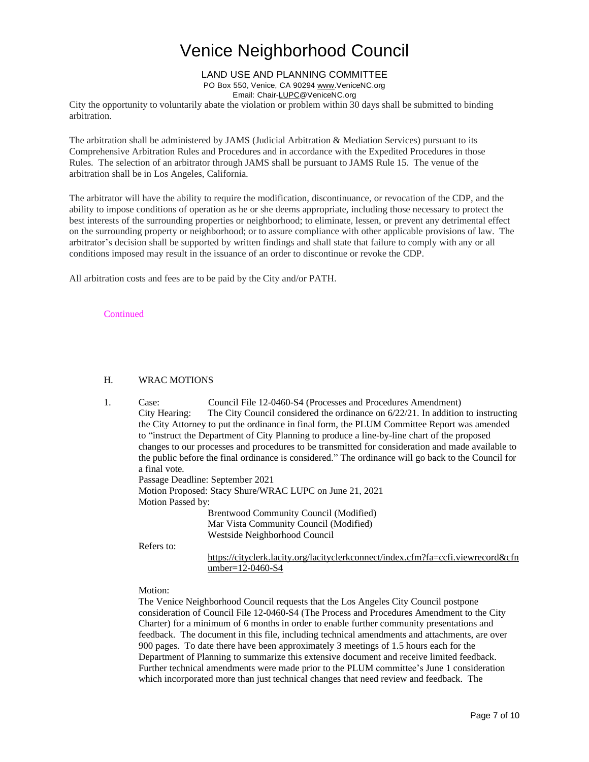City the opportunity to voluntarily abate the violation or problem within 30 days shall be submitted to binding arbitration.

The arbitration shall be administered by JAMS (Judicial Arbitration & Mediation Services) pursuant to its Comprehensive Arbitration Rules and Procedures and in accordance with the Expedited Procedures in those Rules. The selection of an arbitrator through JAMS shall be pursuant to JAMS Rule 15. The venue of the arbitration shall be in Los Angeles, California.

The arbitrator will have the ability to require the modification, discontinuance, or revocation of the CDP, and the ability to impose conditions of operation as he or she deems appropriate, including those necessary to protect the best interests of the surrounding properties or neighborhood; to eliminate, lessen, or prevent any detrimental effect on the surrounding property or neighborhood; or to assure compliance with other applicable provisions of law. The arbitrator's decision shall be supported by written findings and shall state that failure to comply with any or all conditions imposed may result in the issuance of an order to discontinue or revoke the CDP.

All arbitration costs and fees are to be paid by the City and/or PATH.

Continued

## H. WRAC MOTIONS

1. Case: Council File 12-0460-S4 (Processes and Procedures Amendment)

   City Hearing: The City Council considered the ordinance on 6/22/21. In addition to instructing the City Attorney to put the ordinance in final form, the PLUM Committee Report was amended to "instruct the Department of City Planning to produce a line-by-line chart of the proposed changes to our processes and procedures to be transmitted for consideration and made available to the public before the final ordinance is considered." The ordinance will go back to the Council for a final vote.

   Passage Deadline: September 2021

   Motion Proposed: Stacy Shure/WRAC LUPC on June 21, 2021

   Motion Passed by:
   - Brentwood Community Council (Modified)
   - Mar Vista Community Council (Modified)
   - Westside Neighborhood Council

   Refers to:
   https://cityclerk.lacity.org/lacityclerkconnect/index.cfm?fa=ccfi.viewrecord&cfnumber=12-0460-S4

   Motion:

   The Venice Neighborhood Council requests that the Los Angeles City Council postpone consideration of Council File 12-0460-S4 (The Process and Procedures Amendment to the City Charter) for a minimum of 6 months in order to enable further community presentations and feedback. The document in this file, including technical amendments and attachments, are over 900 pages. To date there have been approximately 3 meetings of 1.5 hours each for the Department of Planning to summarize this extensive document and receive limited feedback. Further technical amendments were made prior to the PLUM committee's June 1 consideration which incorporated more than just technical changes that need review and feedback. The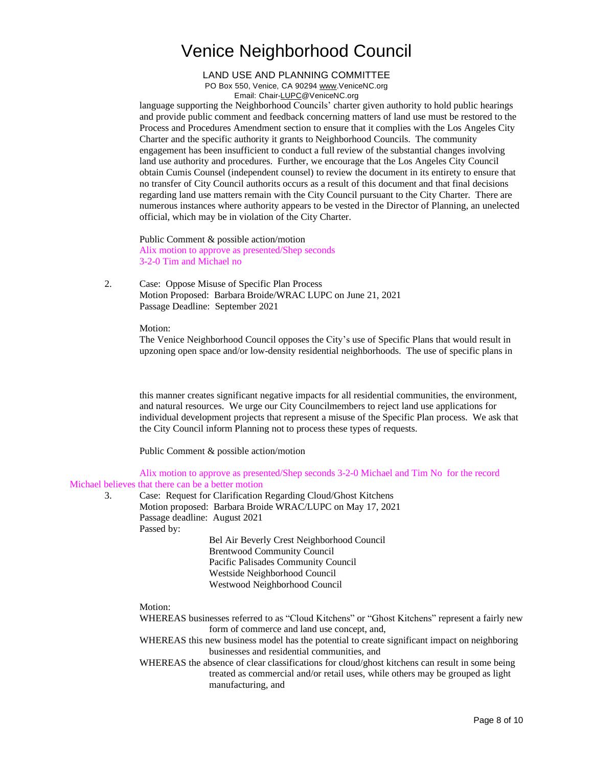language supporting the Neighborhood Councils' charter given authority to hold public hearings and provide public comment and feedback concerning matters of land use must be restored to the Process and Procedures Amendment section to ensure that it complies with the Los Angeles City Charter and the specific authority it grants to Neighborhood Councils. The community engagement has been insufficient to conduct a full review of the substantial changes involving land use authority and procedures. Further, we encourage that the Los Angeles City Council obtain Cumis Counsel (independent counsel) to review the document in its entirety to ensure that no transfer of City Council authorits occurs as a result of this document and that final decisions regarding land use matters remain with the City Council pursuant to the City Charter. There are numerous instances where authority appears to be vested in the Director of Planning, an unelected official, which may be in violation of the City Charter.

Public Comment & possible action/motion
Alix motion to approve as presented/Shep seconds
3-2-0 Tim and Michael no

2. Case: Oppose Misuse of Specific Plan Process
Motion Proposed: Barbara Broide/WRAC LUPC on June 21, 2021
Passage Deadline: September 2021

Motion:
The Venice Neighborhood Council opposes the City's use of Specific Plans that would result in upzoning open space and/or low-density residential neighborhoods. The use of specific plans in this manner creates significant negative impacts for all residential communities, the environment, and natural resources. We urge our City Councilmembers to reject land use applications for individual development projects that represent a misuse of the Specific Plan process. We ask that the City Council inform Planning not to process these types of requests.

Public Comment & possible action/motion

Alix motion to approve as presented/Shep seconds 3-2-0 Michael and Tim No for the record Michael believes that there can be a better motion

3. Case: Request for Clarification Regarding Cloud/Ghost Kitchens
Motion proposed: Barbara Broide WRAC/LUPC on May 17, 2021
Passage deadline: August 2021
Passed by:
- Bel Air Beverly Crest Neighborhood Council
- Brentwood Community Council
- Pacific Palisades Community Council
- Westside Neighborhood Council
- Westwood Neighborhood Council

Motion:
WHEREAS businesses referred to as "Cloud Kitchens" or "Ghost Kitchens" represent a fairly new form of commerce and land use concept, and,
WHEREAS this new business model has the potential to create significant impact on neighboring businesses and residential communities, and
WHEREAS the absence of clear classifications for cloud/ghost kitchens can result in some being treated as commercial and/or retail uses, while others may be grouped as light manufacturing, and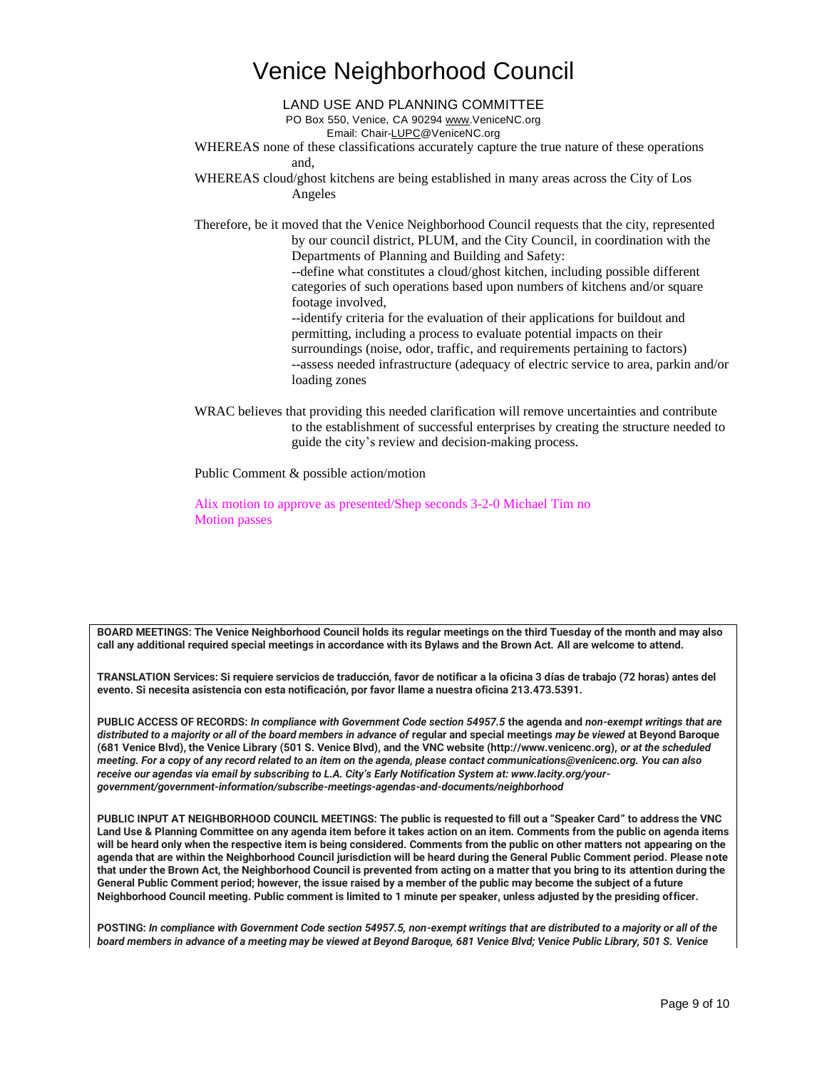# Venice Neighborhood Council

LAND USE AND PLANNING COMMITTEE
PO Box 550, Venice, CA 90294 www.VeniceNC.org
Email: Chair-LUPC@VeniceNC.org

WHEREAS none of these classifications accurately capture the true nature of these operations and,

WHEREAS cloud/ghost kitchens are being established in many areas across the City of Los Angeles

Therefore, be it moved that the Venice Neighborhood Council requests that the city, represented by our council district, PLUM, and the City Council, in coordination with the Departments of Planning and Building and Safety:

--define what constitutes a cloud/ghost kitchen, including possible different categories of such operations based upon numbers of kitchens and/or square footage involved,

--identify criteria for the evaluation of their applications for buildout and permitting, including a process to evaluate potential impacts on their surroundings (noise, odor, traffic, and requirements pertaining to factors)

--assess needed infrastructure (adequacy of electric service to area, parkin and/or loading zones

WRAC believes that providing this needed clarification will remove uncertainties and contribute to the establishment of successful enterprises by creating the structure needed to guide the city's review and decision-making process.

Public Comment & possible action/motion

Alix motion to approve as presented/Shep seconds 3-2-0 Michael Tim no
Motion passes

**BOARD MEETINGS: The Venice Neighborhood Council holds its regular meetings on the third Tuesday of the month and may also call any additional required special meetings in accordance with its Bylaws and the Brown Act. All are welcome to attend.**

**TRANSLATION Services: Si requiere servicios de traducción, favor de notificar a la oficina 3 días de trabajo (72 horas) antes del evento. Si necesita asistencia con esta notificación, por favor llame a nuestra oficina 213.473.5391.**

**PUBLIC ACCESS OF RECORDS:** ***In compliance with Government Code section 54957.5*** **the agenda and** ***non-exempt writings that are distributed to a majority or all of the board members in advance of*** **regular and special meetings** ***may be viewed*** **at Beyond Baroque (681 Venice Blvd), the Venice Library (501 S. Venice Blvd), and the VNC website (http://www.venicenc.org),** ***or at the scheduled meeting. For a copy of any record related to an item on the agenda, please contact communications@venicenc.org. You can also receive our agendas via email by subscribing to L.A. City's Early Notification System at: www.lacity.org/your-government/government-information/subscribe-meetings-agendas-and-documents/neighborhood***

**PUBLIC INPUT AT NEIGHBORHOOD COUNCIL MEETINGS: The public is requested to fill out a "Speaker Card" to address the VNC Land Use & Planning Committee on any agenda item before it takes action on an item. Comments from the public on agenda items will be heard only when the respective item is being considered. Comments from the public on other matters not appearing on the agenda that are within the Neighborhood Council jurisdiction will be heard during the General Public Comment period. Please note that under the Brown Act, the Neighborhood Council is prevented from acting on a matter that you bring to its attention during the General Public Comment period; however, the issue raised by a member of the public may become the subject of a future Neighborhood Council meeting. Public comment is limited to 1 minute per speaker, unless adjusted by the presiding officer.**

**POSTING:** ***In compliance with Government Code section 54957.5, non-exempt writings that are distributed to a majority or all of the board members in advance of a meeting may be viewed at Beyond Baroque, 681 Venice Blvd; Venice Public Library, 501 S. Venice***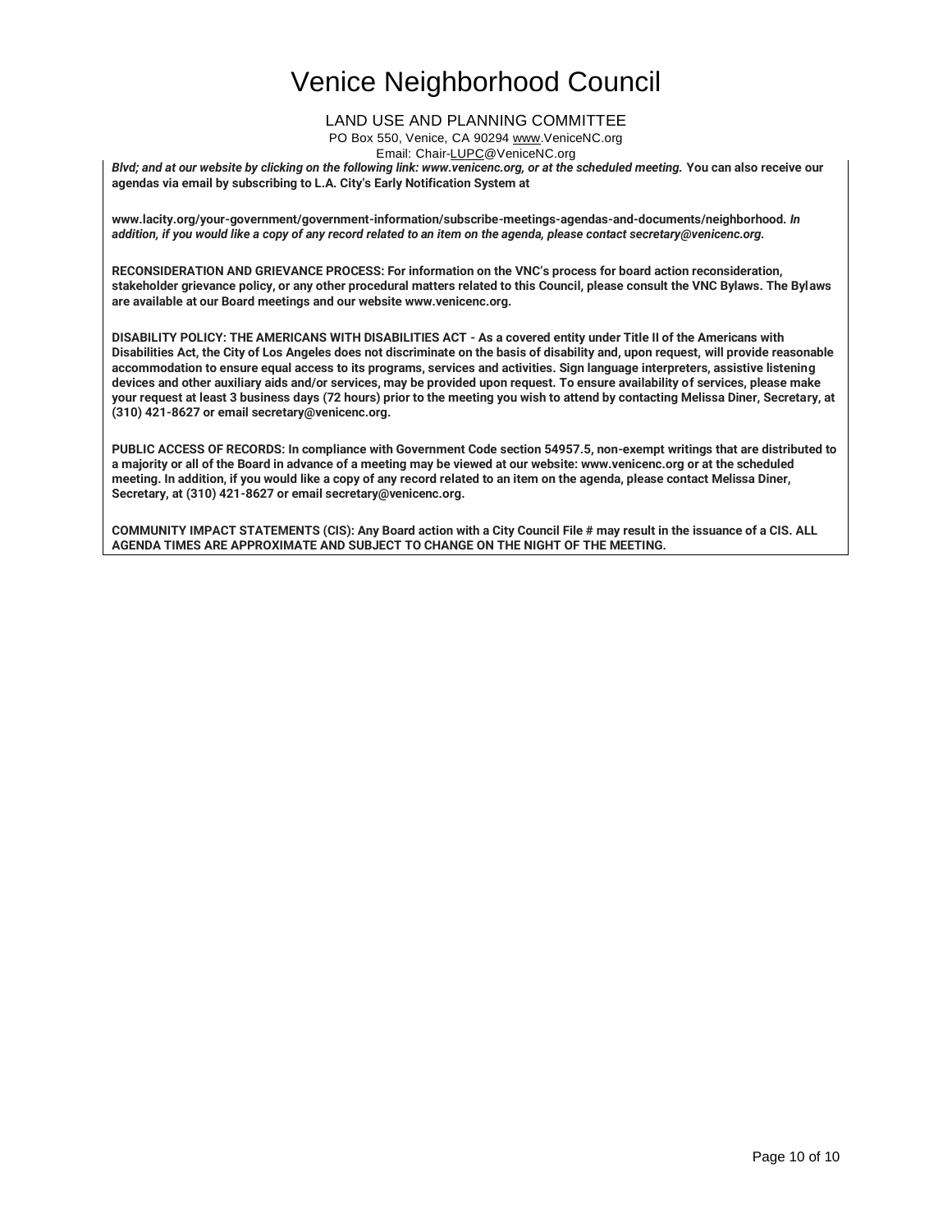***Blvd; and at our website by clicking on the following link: www.venicenc.org, or at the scheduled meeting.*** **You can also receive our agendas via email by subscribing to L.A. City's Early Notification System at**

**www.lacity.org/your-government/government-information/subscribe-meetings-agendas-and-documents/neighborhood.** ***In addition, if you would like a copy of any record related to an item on the agenda, please contact secretary@venicenc.org.***

**RECONSIDERATION AND GRIEVANCE PROCESS: For information on the VNC's process for board action reconsideration, stakeholder grievance policy, or any other procedural matters related to this Council, please consult the VNC Bylaws. The Bylaws are available at our Board meetings and our website www.venicenc.org.**

**DISABILITY POLICY: THE AMERICANS WITH DISABILITIES ACT - As a covered entity under Title II of the Americans with Disabilities Act, the City of Los Angeles does not discriminate on the basis of disability and, upon request, will provide reasonable accommodation to ensure equal access to its programs, services and activities. Sign language interpreters, assistive listening devices and other auxiliary aids and/or services, may be provided upon request. To ensure availability of services, please make your request at least 3 business days (72 hours) prior to the meeting you wish to attend by contacting Melissa Diner, Secretary, at (310) 421-8627 or email secretary@venicenc.org.**

**PUBLIC ACCESS OF RECORDS: In compliance with Government Code section 54957.5, non-exempt writings that are distributed to a majority or all of the Board in advance of a meeting may be viewed at our website: www.venicenc.org or at the scheduled meeting. In addition, if you would like a copy of any record related to an item on the agenda, please contact Melissa Diner, Secretary, at (310) 421-8627 or email secretary@venicenc.org.**

**COMMUNITY IMPACT STATEMENTS (CIS): Any Board action with a City Council File # may result in the issuance of a CIS. ALL AGENDA TIMES ARE APPROXIMATE AND SUBJECT TO CHANGE ON THE NIGHT OF THE MEETING.**